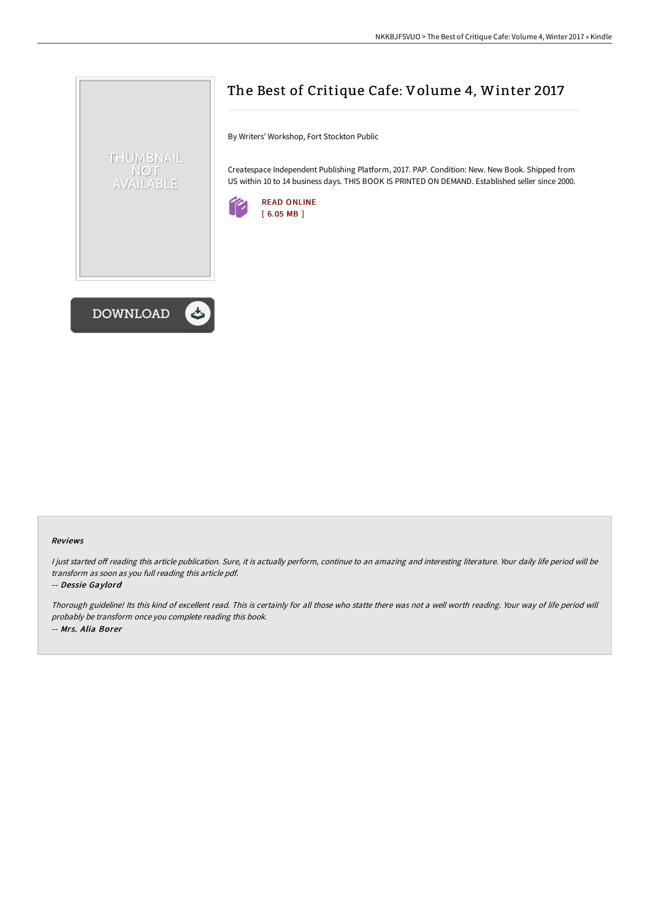# The Best of Critique Cafe: Volume 4, Winter 2017

By Writers' Workshop, Fort Stockton Public

Createspace Independent Publishing Platform, 2017. PAP. Condition: New. New Book. Shipped from US within 10 to 14 business days. THIS BOOK IS PRINTED ON DEMAND. Established seller since 2000.

READ ONLINE
[ 6.05 MB ]

DOWNLOAD

### Reviews

*I just started off reading this article publication. Sure, it is actually perform, continue to an amazing and interesting literature. Your daily life period will be transform as soon as you full reading this article pdf.*

-- *Dessie Gaylord*

*Thorough guideline! Its this kind of excellent read. This is certainly for all those who statte there was not a well worth reading. Your way of life period will probably be transform once you complete reading this book.*

-- *Mrs. Alia Borer*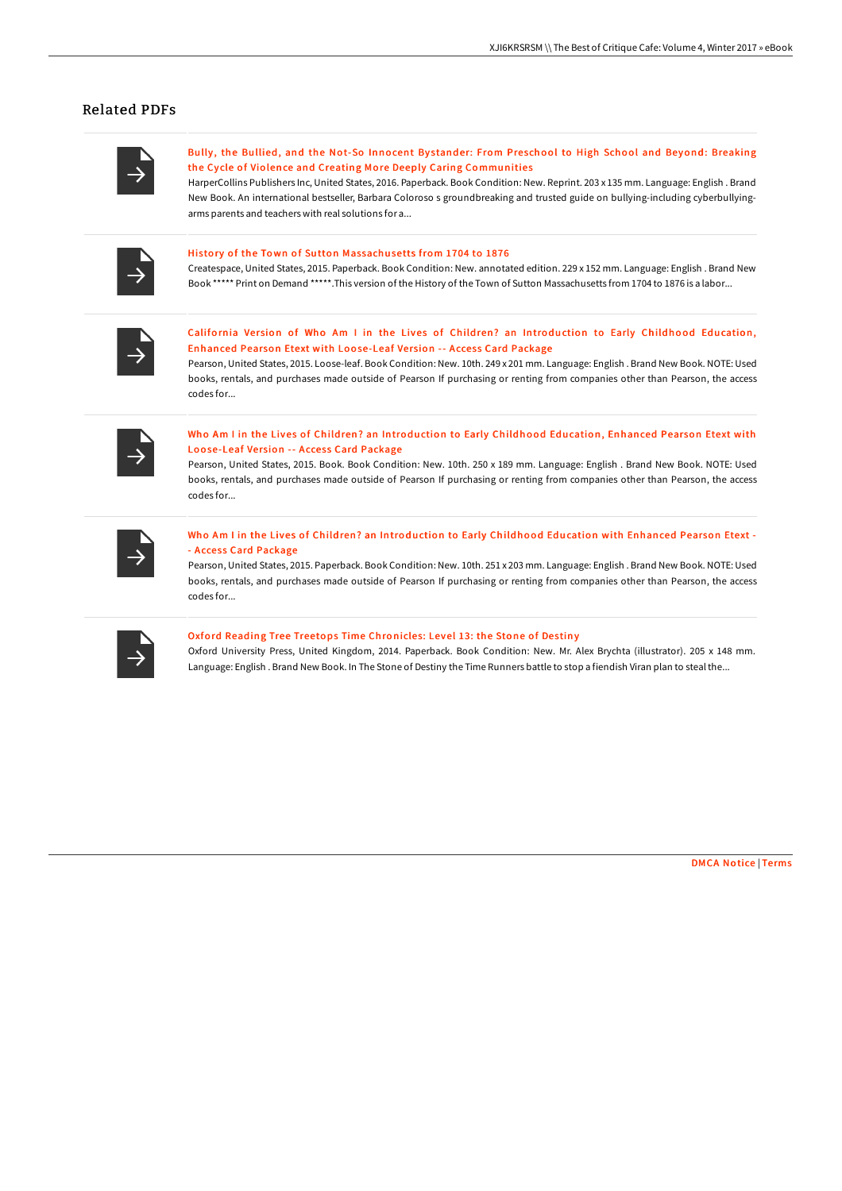## Related PDFs

**Bully, the Bullied, and the Not-So Innocent Bystander: From Preschool to High School and Beyond: Breaking the Cycle of Violence and Creating More Deeply Caring Communities**

HarperCollins Publishers Inc, United States, 2016. Paperback. Book Condition: New. Reprint. 203 x 135 mm. Language: English . Brand New Book. An international bestseller, Barbara Coloroso s groundbreaking and trusted guide on bullying-including cyberbullying-arms parents and teachers with real solutions for a...

**History of the Town of Sutton Massachusetts from 1704 to 1876**

Createspace, United States, 2015. Paperback. Book Condition: New. annotated edition. 229 x 152 mm. Language: English . Brand New Book ***** Print on Demand *****.This version of the History of the Town of Sutton Massachusetts from 1704 to 1876 is a labor...

**California Version of Who Am I in the Lives of Children? an Introduction to Early Childhood Education, Enhanced Pearson Etext with Loose-Leaf Version -- Access Card Package**

Pearson, United States, 2015. Loose-leaf. Book Condition: New. 10th. 249 x 201 mm. Language: English . Brand New Book. NOTE: Used books, rentals, and purchases made outside of Pearson If purchasing or renting from companies other than Pearson, the access codes for...

**Who Am I in the Lives of Children? an Introduction to Early Childhood Education, Enhanced Pearson Etext with Loose-Leaf Version -- Access Card Package**

Pearson, United States, 2015. Book. Book Condition: New. 10th. 250 x 189 mm. Language: English . Brand New Book. NOTE: Used books, rentals, and purchases made outside of Pearson If purchasing or renting from companies other than Pearson, the access codes for...

**Who Am I in the Lives of Children? an Introduction to Early Childhood Education with Enhanced Pearson Etext -- Access Card Package**

Pearson, United States, 2015. Paperback. Book Condition: New. 10th. 251 x 203 mm. Language: English . Brand New Book. NOTE: Used books, rentals, and purchases made outside of Pearson If purchasing or renting from companies other than Pearson, the access codes for...

**Oxford Reading Tree Treetops Time Chronicles: Level 13: the Stone of Destiny**

Oxford University Press, United Kingdom, 2014. Paperback. Book Condition: New. Mr. Alex Brychta (illustrator). 205 x 148 mm. Language: English . Brand New Book. In The Stone of Destiny the Time Runners battle to stop a fiendish Viran plan to steal the...

DMCA Notice | Terms